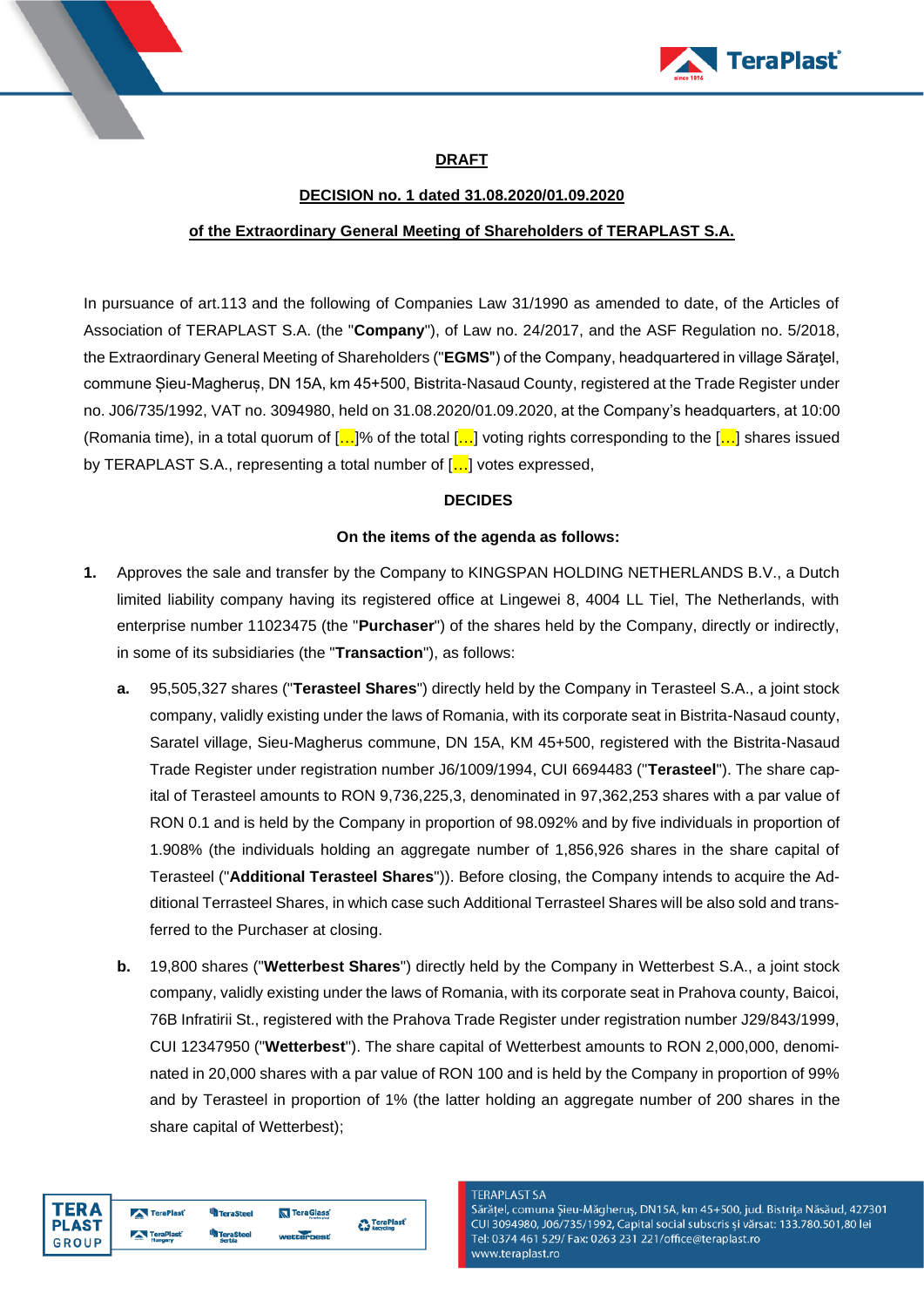**DRAFT**

**DECISION no. 1 dated 31.08.2020/01.09.2020**

**of the Extraordinary General Meeting of Shareholders of TERAPLAST S.A.**

In pursuance of art.113 and the following of Companies Law 31/1990 as amended to date, of the Articles of Association of TERAPLAST S.A. (the "**Company**"), of Law no. 24/2017, and the ASF Regulation no. 5/2018, the Extraordinary General Meeting of Shareholders ("**EGMS**") of the Company, headquartered in village Sărațel, commune Șieu-Magheruș, DN 15A, km 45+500, Bistrita-Nasaud County, registered at the Trade Register under no. J06/735/1992, VAT no. 3094980, held on 31.08.2020/01.09.2020, at the Company's headquarters, at 10:00 (Romania time), in a total quorum of [...]% of the total [...] voting rights corresponding to the [...] shares issued by TERAPLAST S.A., representing a total number of [...] votes expressed,

**DECIDES**

**On the items of the agenda as follows:**

1. Approves the sale and transfer by the Company to KINGSPAN HOLDING NETHERLANDS B.V., a Dutch limited liability company having its registered office at Lingewei 8, 4004 LL Tiel, The Netherlands, with enterprise number 11023475 (the "**Purchaser**") of the shares held by the Company, directly or indirectly, in some of its subsidiaries (the "**Transaction**"), as follows:

   a. 95,505,327 shares ("**Terasteel Shares**") directly held by the Company in Terasteel S.A., a joint stock company, validly existing under the laws of Romania, with its corporate seat in Bistrita-Nasaud county, Saratel village, Sieu-Magherus commune, DN 15A, KM 45+500, registered with the Bistrita-Nasaud Trade Register under registration number J6/1009/1994, CUI 6694483 ("**Terasteel**"). The share capital of Terasteel amounts to RON 9,736,225,3, denominated in 97,362,253 shares with a par value of RON 0.1 and is held by the Company in proportion of 98.092% and by five individuals in proportion of 1.908% (the individuals holding an aggregate number of 1,856,926 shares in the share capital of Terasteel ("**Additional Terasteel Shares**")). Before closing, the Company intends to acquire the Additional Terrasteel Shares, in which case such Additional Terrasteel Shares will be also sold and transferred to the Purchaser at closing.

   b. 19,800 shares ("**Wetterbest Shares**") directly held by the Company in Wetterbest S.A., a joint stock company, validly existing under the laws of Romania, with its corporate seat in Prahova county, Baicoi, 76B Infratirii St., registered with the Prahova Trade Register under registration number J29/843/1999, CUI 12347950 ("**Wetterbest**"). The share capital of Wetterbest amounts to RON 2,000,000, denominated in 20,000 shares with a par value of RON 100 and is held by the Company in proportion of 99% and by Terasteel in proportion of 1% (the latter holding an aggregate number of 200 shares in the share capital of Wetterbest);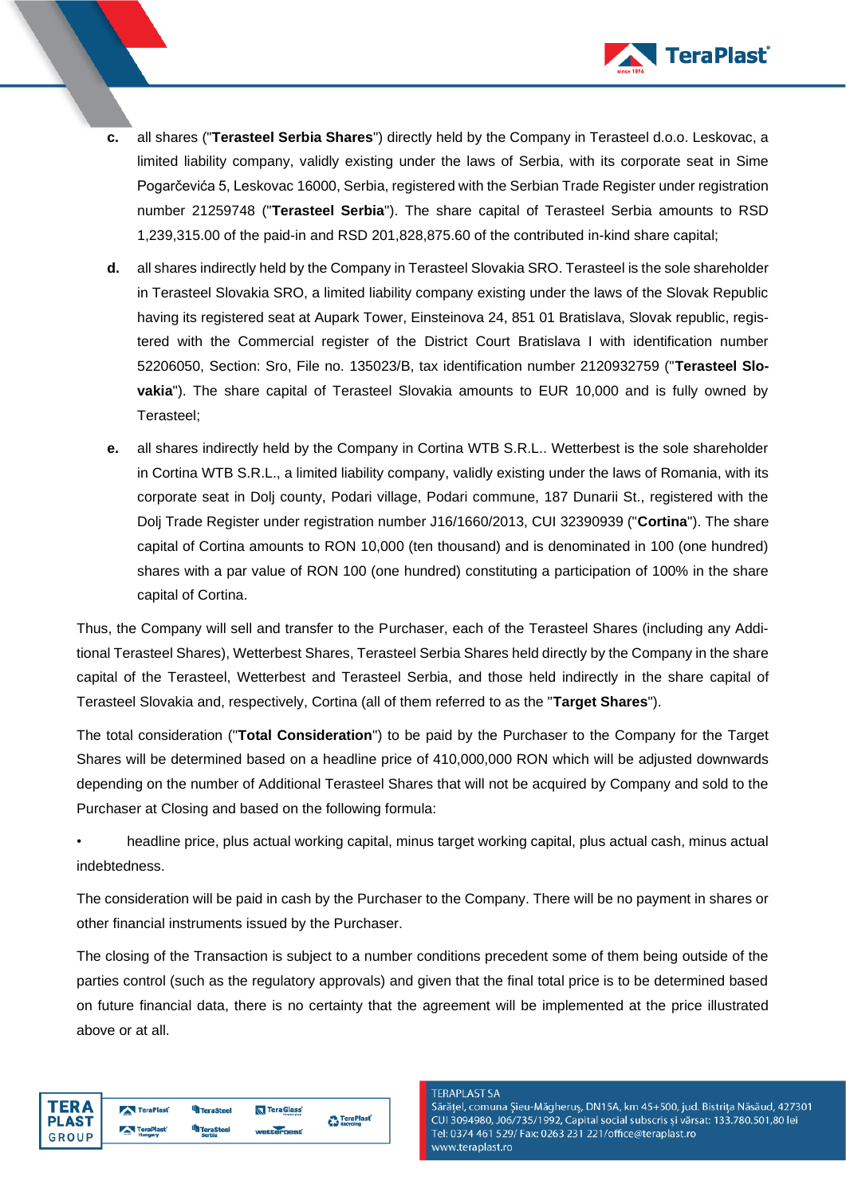c. all shares ("**Terasteel Serbia Shares**") directly held by the Company in Terasteel d.o.o. Leskovac, a limited liability company, validly existing under the laws of Serbia, with its corporate seat in Sime Pogarčevića 5, Leskovac 16000, Serbia, registered with the Serbian Trade Register under registration number 21259748 ("**Terasteel Serbia**"). The share capital of Terasteel Serbia amounts to RSD 1,239,315.00 of the paid-in and RSD 201,828,875.60 of the contributed in-kind share capital;

d. all shares indirectly held by the Company in Terasteel Slovakia SRO. Terasteel is the sole shareholder in Terasteel Slovakia SRO, a limited liability company existing under the laws of the Slovak Republic having its registered seat at Aupark Tower, Einsteinova 24, 851 01 Bratislava, Slovak republic, registered with the Commercial register of the District Court Bratislava I with identification number 52206050, Section: Sro, File no. 135023/B, tax identification number 2120932759 ("**Terasteel Slovakia**"). The share capital of Terasteel Slovakia amounts to EUR 10,000 and is fully owned by Terasteel;

e. all shares indirectly held by the Company in Cortina WTB S.R.L.. Wetterbest is the sole shareholder in Cortina WTB S.R.L., a limited liability company, validly existing under the laws of Romania, with its corporate seat in Dolj county, Podari village, Podari commune, 187 Dunarii St., registered with the Dolj Trade Register under registration number J16/1660/2013, CUI 32390939 ("**Cortina**"). The share capital of Cortina amounts to RON 10,000 (ten thousand) and is denominated in 100 (one hundred) shares with a par value of RON 100 (one hundred) constituting a participation of 100% in the share capital of Cortina.

Thus, the Company will sell and transfer to the Purchaser, each of the Terasteel Shares (including any Additional Terasteel Shares), Wetterbest Shares, Terasteel Serbia Shares held directly by the Company in the share capital of the Terasteel, Wetterbest and Terasteel Serbia, and those held indirectly in the share capital of Terasteel Slovakia and, respectively, Cortina (all of them referred to as the "**Target Shares**").

The total consideration ("**Total Consideration**") to be paid by the Purchaser to the Company for the Target Shares will be determined based on a headline price of 410,000,000 RON which will be adjusted downwards depending on the number of Additional Terasteel Shares that will not be acquired by Company and sold to the Purchaser at Closing and based on the following formula:

- headline price, plus actual working capital, minus target working capital, plus actual cash, minus actual indebtedness.

The consideration will be paid in cash by the Purchaser to the Company. There will be no payment in shares or other financial instruments issued by the Purchaser.

The closing of the Transaction is subject to a number conditions precedent some of them being outside of the parties control (such as the regulatory approvals) and given that the final total price is to be determined based on future financial data, there is no certainty that the agreement will be implemented at the price illustrated above or at all.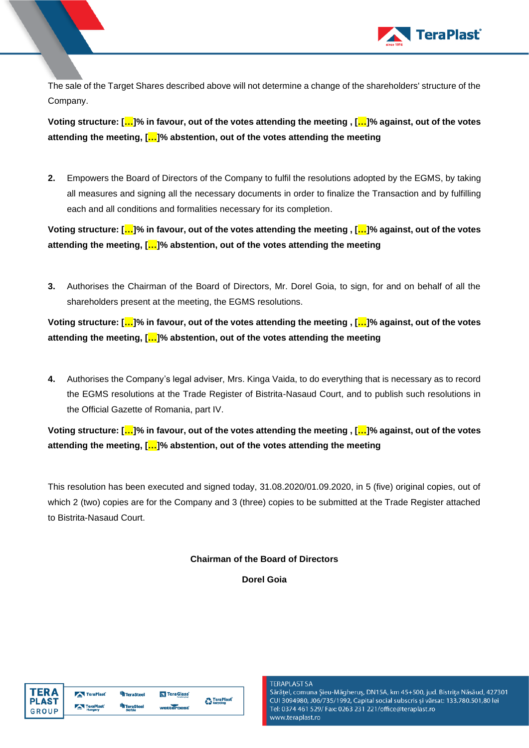The sale of the Target Shares described above will not determine a change of the shareholders' structure of the Company.

**Voting structure: […]% in favour, out of the votes attending the meeting , […]% against, out of the votes attending the meeting, […]% abstention, out of the votes attending the meeting**

2. Empowers the Board of Directors of the Company to fulfil the resolutions adopted by the EGMS, by taking all measures and signing all the necessary documents in order to finalize the Transaction and by fulfilling each and all conditions and formalities necessary for its completion.

**Voting structure: […]% in favour, out of the votes attending the meeting , […]% against, out of the votes attending the meeting, […]% abstention, out of the votes attending the meeting**

3. Authorises the Chairman of the Board of Directors, Mr. Dorel Goia, to sign, for and on behalf of all the shareholders present at the meeting, the EGMS resolutions.

**Voting structure: […]% in favour, out of the votes attending the meeting , […]% against, out of the votes attending the meeting, […]% abstention, out of the votes attending the meeting**

4. Authorises the Company's legal adviser, Mrs. Kinga Vaida, to do everything that is necessary as to record the EGMS resolutions at the Trade Register of Bistrita-Nasaud Court, and to publish such resolutions in the Official Gazette of Romania, part IV.

**Voting structure: […]% in favour, out of the votes attending the meeting , […]% against, out of the votes attending the meeting, […]% abstention, out of the votes attending the meeting**

This resolution has been executed and signed today, 31.08.2020/01.09.2020, in 5 (five) original copies, out of which 2 (two) copies are for the Company and 3 (three) copies to be submitted at the Trade Register attached to Bistrita-Nasaud Court.

**Chairman of the Board of Directors**

**Dorel Goia**